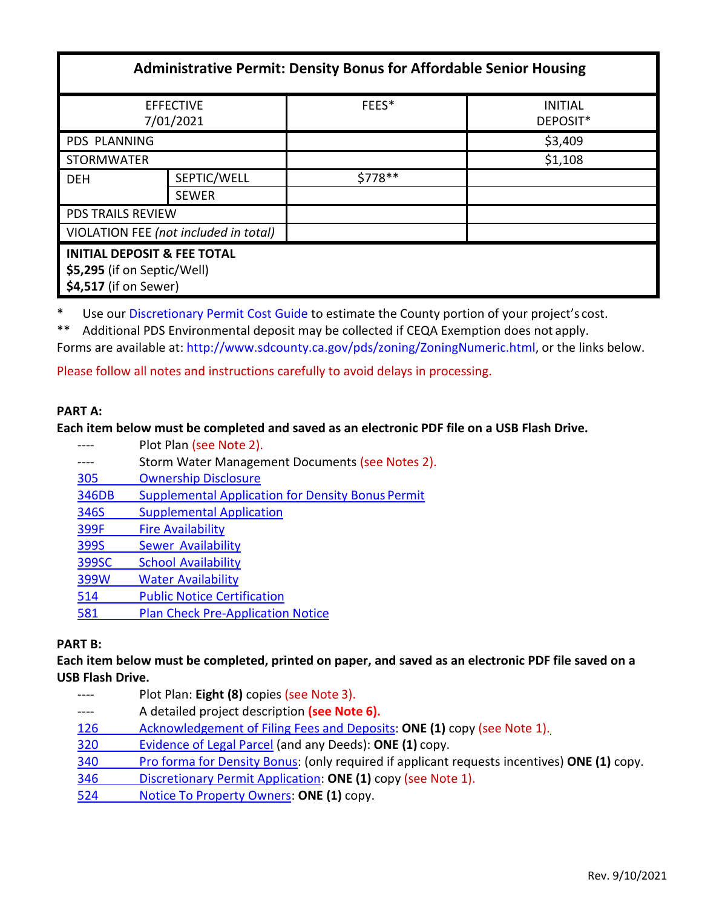| Administrative Permit: Density Bonus for Affordable Senior Housing | | | |
|---|---|---|---|
| EFFECTIVE 7/01/2021 | | FEES* | INITIAL DEPOSIT* |
| PDS PLANNING | | | $3,409 |
| STORMWATER | | | $1,108 |
| DEH | SEPTIC/WELL | $778** | |
| | SEWER | | |
| PDS TRAILS REVIEW | | | |
| VIOLATION FEE *(not included in total)* | | | |
| **INITIAL DEPOSIT & FEE TOTAL** **$5,295** (if on Septic/Well) **$4,517** (if on Sewer) | | | |

\* Use our Discretionary Permit Cost Guide to estimate the County portion of your project's cost.

\*\* Additional PDS Environmental deposit may be collected if CEQA Exemption does not apply.

Forms are available at: http://www.sdcounty.ca.gov/pds/zoning/ZoningNumeric.html, or the links below.

Please follow all notes and instructions carefully to avoid delays in processing.

**PART A:**

**Each item below must be completed and saved as an electronic PDF file on a USB Flash Drive.**

- ---- Plot Plan (see Note 2).
- ---- Storm Water Management Documents (see Notes 2).
- 305 Ownership Disclosure
- 346DB Supplemental Application for Density Bonus Permit
- 346S Supplemental Application
- 399F Fire Availability
- 399S Sewer Availability
- 399SC School Availability
- 399W Water Availability
- 514 Public Notice Certification
- 581 Plan Check Pre-Application Notice

**PART B:**

**Each item below must be completed, printed on paper, and saved as an electronic PDF file saved on a USB Flash Drive.**

- ---- Plot Plan: **Eight (8)** copies (see Note 3).
- ---- A detailed project description **(see Note 6).**
- 126 Acknowledgement of Filing Fees and Deposits: **ONE (1)** copy (see Note 1).
- 320 Evidence of Legal Parcel (and any Deeds): **ONE (1)** copy.
- 340 Pro forma for Density Bonus: (only required if applicant requests incentives) **ONE (1)** copy.
- 346 Discretionary Permit Application: **ONE (1)** copy (see Note 1).
- 524 Notice To Property Owners: **ONE (1)** copy.

Rev. 9/10/2021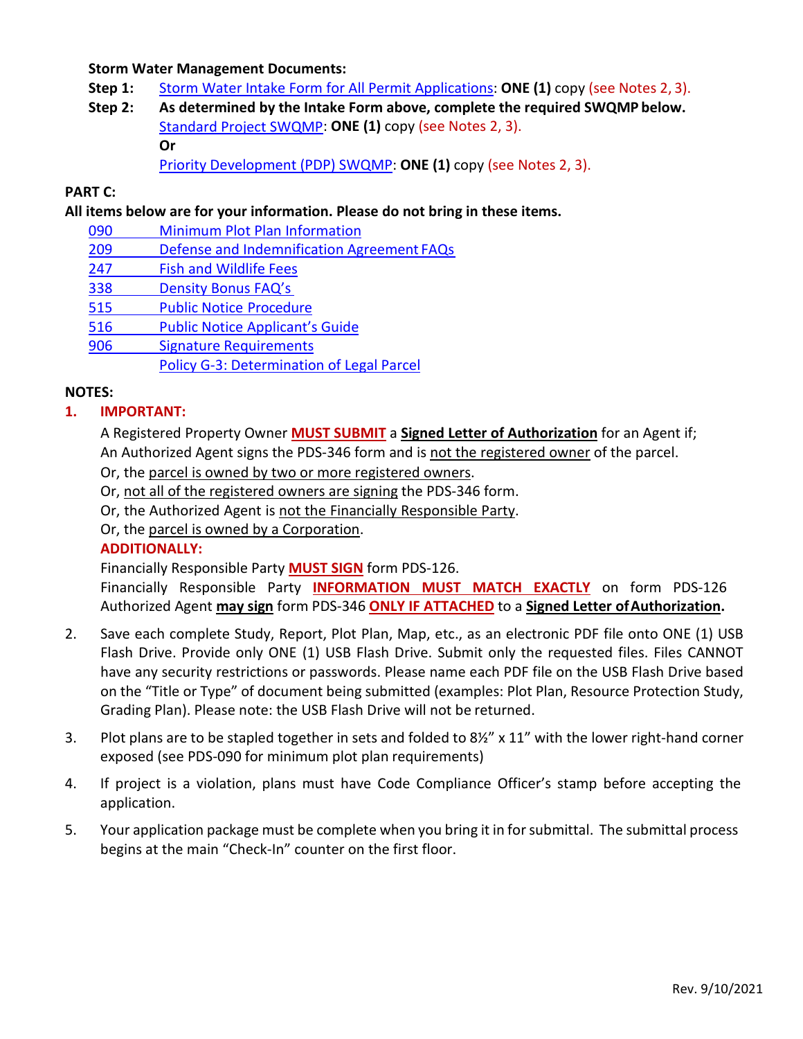**Storm Water Management Documents:**

**Step 1:** Storm Water Intake Form for All Permit Applications: **ONE (1)** copy (see Notes 2, 3).

**Step 2:** **As determined by the Intake Form above, complete the required SWQMP below.**
Standard Project SWQMP: **ONE (1)** copy (see Notes 2, 3).
**Or**
Priority Development (PDP) SWQMP: **ONE (1)** copy (see Notes 2, 3).

**PART C:**

**All items below are for your information. Please do not bring in these items.**

- 090 Minimum Plot Plan Information
- 209 Defense and Indemnification Agreement FAQs
- 247 Fish and Wildlife Fees
- 338 Density Bonus FAQ's
- 515 Public Notice Procedure
- 516 Public Notice Applicant's Guide
- 906 Signature Requirements
- Policy G-3: Determination of Legal Parcel

**NOTES:**

1. **IMPORTANT:**

   A Registered Property Owner **MUST SUBMIT** a **Signed Letter of Authorization** for an Agent if;
   An Authorized Agent signs the PDS-346 form and is not the registered owner of the parcel.
   Or, the parcel is owned by two or more registered owners.
   Or, not all of the registered owners are signing the PDS-346 form.
   Or, the Authorized Agent is not the Financially Responsible Party.
   Or, the parcel is owned by a Corporation.

   **ADDITIONALLY:**

   Financially Responsible Party **MUST SIGN** form PDS-126.
   Financially Responsible Party **INFORMATION MUST MATCH EXACTLY** on form PDS-126 Authorized Agent **may sign** form PDS-346 **ONLY IF ATTACHED** to a **Signed Letter of Authorization.**

2. Save each complete Study, Report, Plot Plan, Map, etc., as an electronic PDF file onto ONE (1) USB Flash Drive. Provide only ONE (1) USB Flash Drive. Submit only the requested files. Files CANNOT have any security restrictions or passwords. Please name each PDF file on the USB Flash Drive based on the "Title or Type" of document being submitted (examples: Plot Plan, Resource Protection Study, Grading Plan). Please note: the USB Flash Drive will not be returned.

3. Plot plans are to be stapled together in sets and folded to 8½" x 11" with the lower right-hand corner exposed (see PDS-090 for minimum plot plan requirements)

4. If project is a violation, plans must have Code Compliance Officer's stamp before accepting the application.

5. Your application package must be complete when you bring it in for submittal. The submittal process begins at the main "Check-In" counter on the first floor.

Rev. 9/10/2021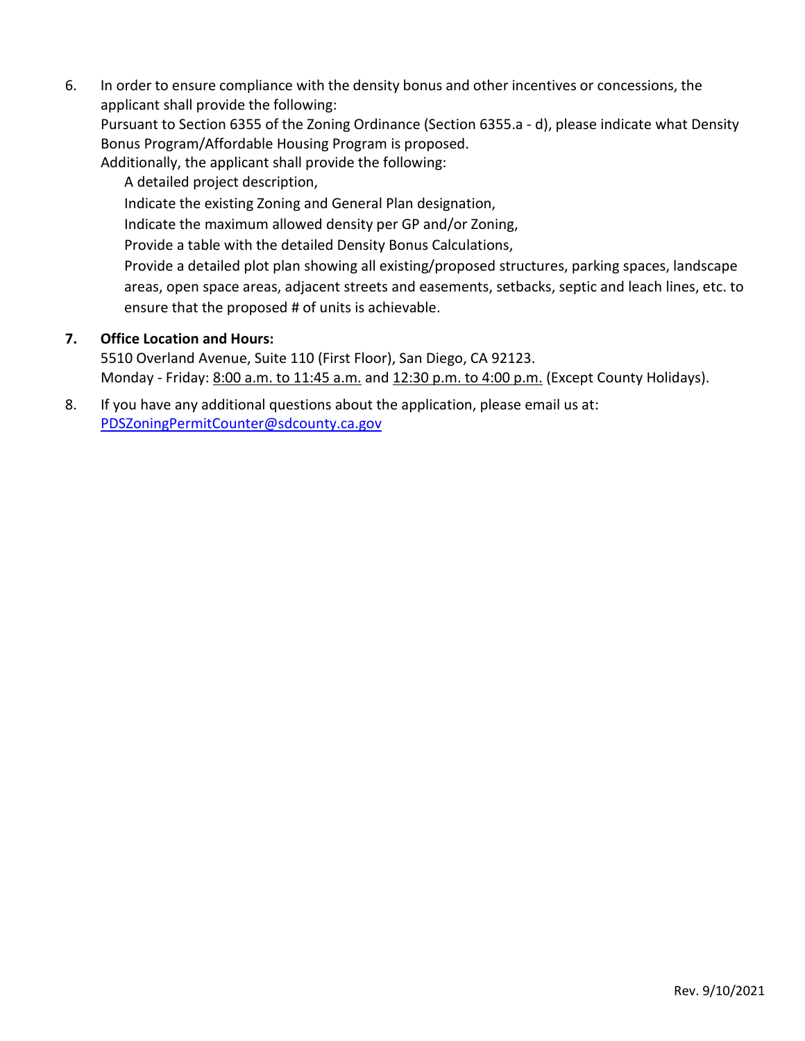6. In order to ensure compliance with the density bonus and other incentives or concessions, the applicant shall provide the following:
   Pursuant to Section 6355 of the Zoning Ordinance (Section 6355.a - d), please indicate what Density Bonus Program/Affordable Housing Program is proposed.
   Additionally, the applicant shall provide the following:
   - A detailed project description,
   - Indicate the existing Zoning and General Plan designation,
   - Indicate the maximum allowed density per GP and/or Zoning,
   - Provide a table with the detailed Density Bonus Calculations,
   - Provide a detailed plot plan showing all existing/proposed structures, parking spaces, landscape areas, open space areas, adjacent streets and easements, setbacks, septic and leach lines, etc. to ensure that the proposed # of units is achievable.

7. **Office Location and Hours:**
   5510 Overland Avenue, Suite 110 (First Floor), San Diego, CA 92123.
   Monday - Friday: 8:00 a.m. to 11:45 a.m. and 12:30 p.m. to 4:00 p.m. (Except County Holidays).

8. If you have any additional questions about the application, please email us at: PDSZoningPermitCounter@sdcounty.ca.gov

Rev. 9/10/2021